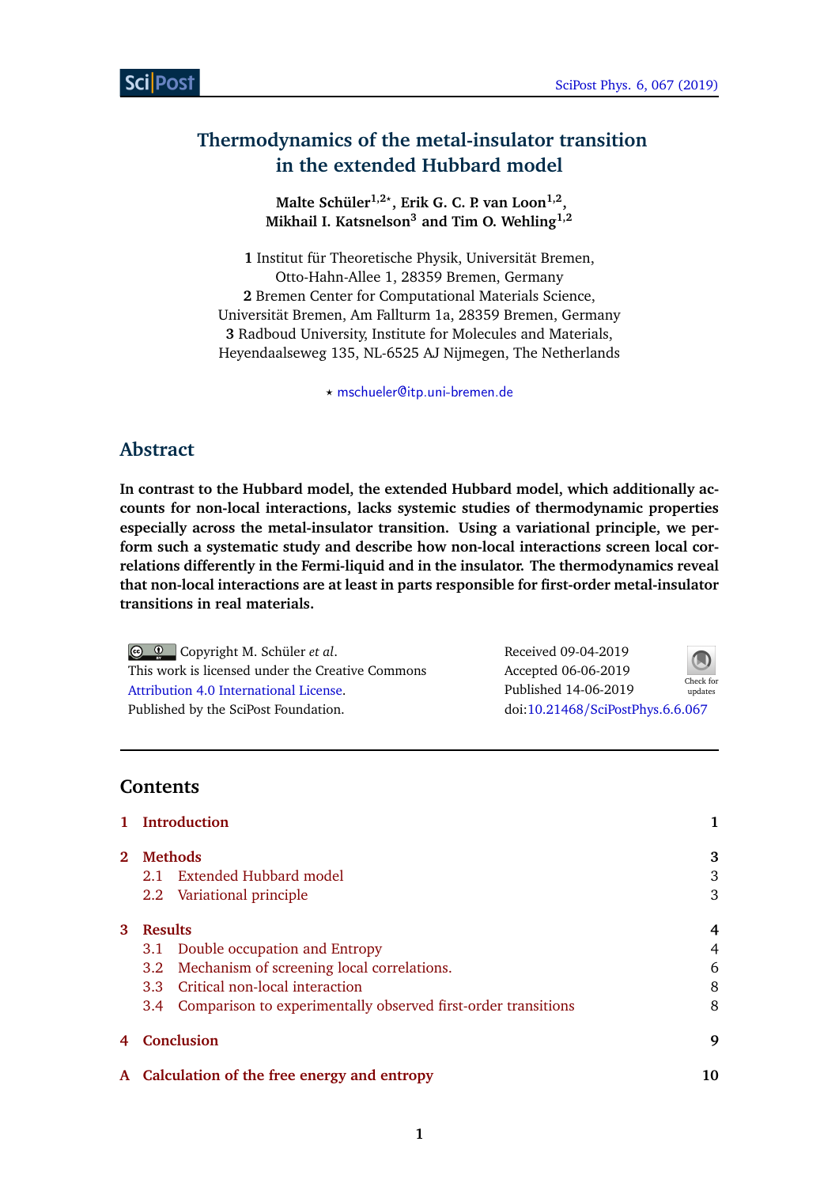# Thermodynamics of the metal-insulator transition in the extended Hubbard model

**Malte Schüler[1,2⋆], Erik G. C. P. van Loon[1,2], Mikhail I. Katsnelson[3] and Tim O. Wehling[1,2]**

**1** Institut für Theoretische Physik, Universität Bremen, Otto-Hahn-Allee 1, 28359 Bremen, Germany
**2** Bremen Center for Computational Materials Science, Universität Bremen, Am Fallturm 1a, 28359 Bremen, Germany
**3** Radboud University, Institute for Molecules and Materials, Heyendaalseweg 135, NL-6525 AJ Nijmegen, The Netherlands

⋆ mschueler@itp.uni-bremen.de

## Abstract

**In contrast to the Hubbard model, the extended Hubbard model, which additionally accounts for non-local interactions, lacks systemic studies of thermodynamic properties especially across the metal-insulator transition. Using a variational principle, we perform such a systematic study and describe how non-local interactions screen local correlations differently in the Fermi-liquid and in the insulator. The thermodynamics reveal that non-local interactions are at least in parts responsible for first-order metal-insulator transitions in real materials.**

Copyright M. Schüler *et al*.
This work is licensed under the Creative Commons Attribution 4.0 International License.
Published by the SciPost Foundation.

Received 09-04-2019
Accepted 06-06-2019
Published 14-06-2019
doi:10.21468/SciPostPhys.6.6.067

## Contents

1 Introduction — 1

2 Methods — 3
- 2.1 Extended Hubbard model — 3
- 2.2 Variational principle — 3

3 Results — 4
- 3.1 Double occupation and Entropy — 4
- 3.2 Mechanism of screening local correlations. — 6
- 3.3 Critical non-local interaction — 8
- 3.4 Comparison to experimentally observed first-order transitions — 8

4 Conclusion — 9

A Calculation of the free energy and entropy — 10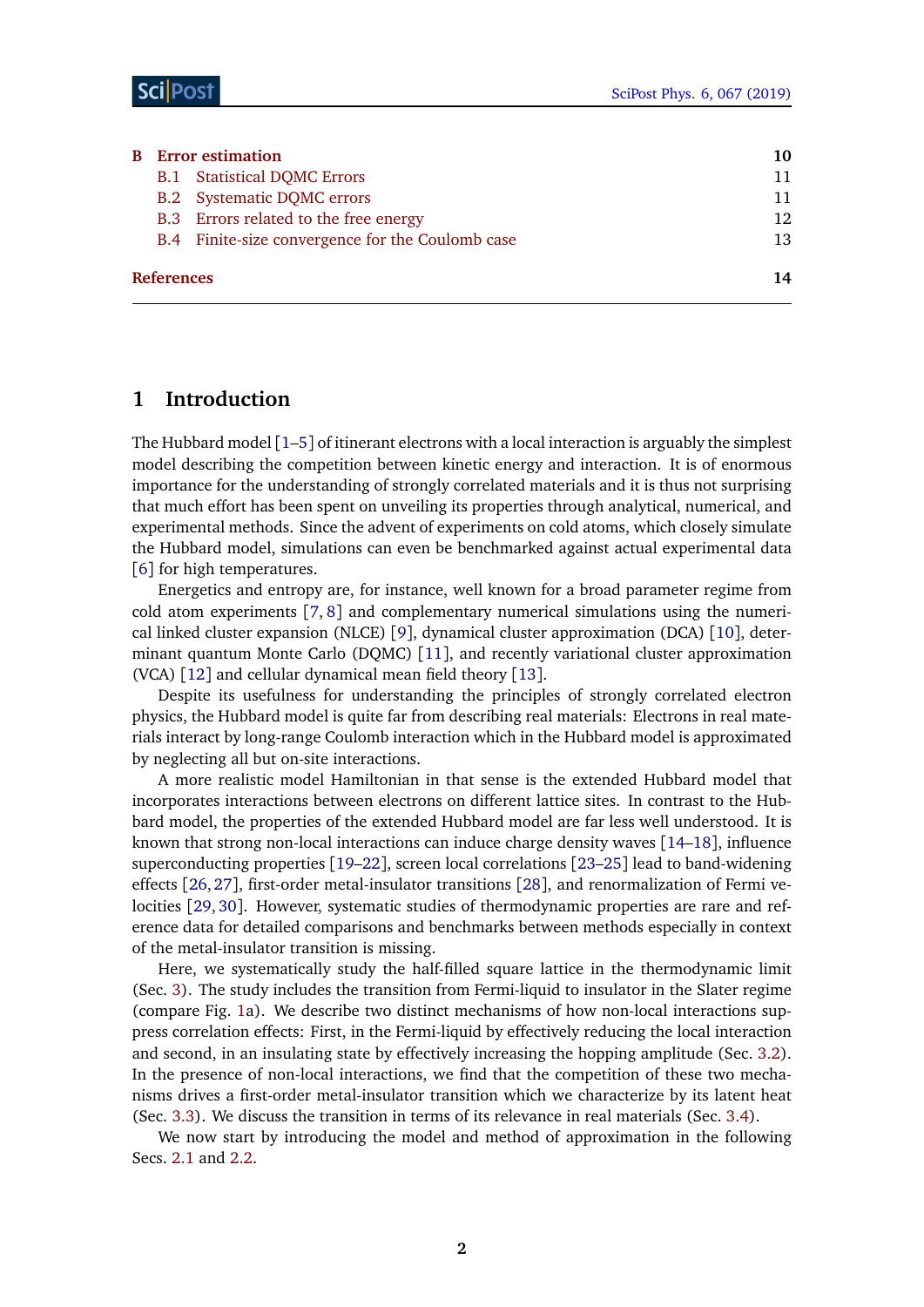| | | |
|---|---|---|
| **B** | **Error estimation** | **10** |
| B.1 | Statistical DQMC Errors | 11 |
| B.2 | Systematic DQMC errors | 11 |
| B.3 | Errors related to the free energy | 12 |
| B.4 | Finite-size convergence for the Coulomb case | 13 |
| **References** | | **14** |

## 1 Introduction

The Hubbard model [1–5] of itinerant electrons with a local interaction is arguably the simplest model describing the competition between kinetic energy and interaction. It is of enormous importance for the understanding of strongly correlated materials and it is thus not surprising that much effort has been spent on unveiling its properties through analytical, numerical, and experimental methods. Since the advent of experiments on cold atoms, which closely simulate the Hubbard model, simulations can even be benchmarked against actual experimental data [6] for high temperatures.

Energetics and entropy are, for instance, well known for a broad parameter regime from cold atom experiments [7, 8] and complementary numerical simulations using the numerical linked cluster expansion (NLCE) [9], dynamical cluster approximation (DCA) [10], determinant quantum Monte Carlo (DQMC) [11], and recently variational cluster approximation (VCA) [12] and cellular dynamical mean field theory [13].

Despite its usefulness for understanding the principles of strongly correlated electron physics, the Hubbard model is quite far from describing real materials: Electrons in real materials interact by long-range Coulomb interaction which in the Hubbard model is approximated by neglecting all but on-site interactions.

A more realistic model Hamiltonian in that sense is the extended Hubbard model that incorporates interactions between electrons on different lattice sites. In contrast to the Hubbard model, the properties of the extended Hubbard model are far less well understood. It is known that strong non-local interactions can induce charge density waves [14–18], influence superconducting properties [19–22], screen local correlations [23–25] lead to band-widening effects [26, 27], first-order metal-insulator transitions [28], and renormalization of Fermi velocities [29, 30]. However, systematic studies of thermodynamic properties are rare and reference data for detailed comparisons and benchmarks between methods especially in context of the metal-insulator transition is missing.

Here, we systematically study the half-filled square lattice in the thermodynamic limit (Sec. 3). The study includes the transition from Fermi-liquid to insulator in the Slater regime (compare Fig. 1a). We describe two distinct mechanisms of how non-local interactions suppress correlation effects: First, in the Fermi-liquid by effectively reducing the local interaction and second, in an insulating state by effectively increasing the hopping amplitude (Sec. 3.2). In the presence of non-local interactions, we find that the competition of these two mechanisms drives a first-order metal-insulator transition which we characterize by its latent heat (Sec. 3.3). We discuss the transition in terms of its relevance in real materials (Sec. 3.4).

We now start by introducing the model and method of approximation in the following Secs. 2.1 and 2.2.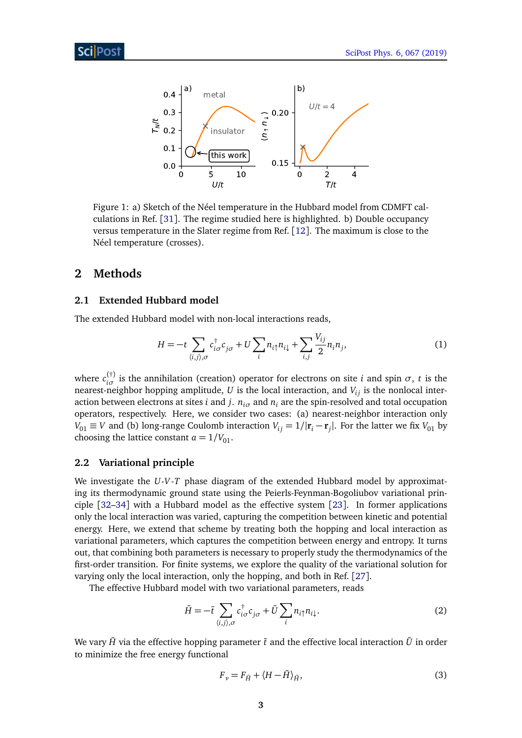Figure 1: a) Sketch of the Néel temperature in the Hubbard model from CDMFT calculations in Ref. [31]. The regime studied here is highlighted. b) Double occupancy versus temperature in the Slater regime from Ref. [12]. The maximum is close to the Néel temperature (crosses).

## 2 Methods

### 2.1 Extended Hubbard model

The extended Hubbard model with non-local interactions reads,

$$H = -t \sum_{\langle i,j \rangle,\sigma} c^{\dagger}_{i\sigma} c_{j\sigma} + U \sum_{i} n_{i\uparrow} n_{i\downarrow} + \sum_{i,j} \frac{V_{ij}}{2} n_i n_j, \tag{1}$$

where $c^{(\dagger)}_{i\sigma}$ is the annihilation (creation) operator for electrons on site $i$ and spin $\sigma$, $t$ is the nearest-neighbor hopping amplitude, $U$ is the local interaction, and $V_{ij}$ is the nonlocal interaction between electrons at sites $i$ and $j$. $n_{i\sigma}$ and $n_i$ are the spin-resolved and total occupation operators, respectively. Here, we consider two cases: (a) nearest-neighbor interaction only $V_{01} \equiv V$ and (b) long-range Coulomb interaction $V_{ij} = 1/|\mathbf{r}_i - \mathbf{r}_j|$. For the latter we fix $V_{01}$ by choosing the lattice constant $a = 1/V_{01}$.

### 2.2 Variational principle

We investigate the $U$-$V$-$T$ phase diagram of the extended Hubbard model by approximating its thermodynamic ground state using the Peierls-Feynman-Bogoliubov variational principle [32–34] with a Hubbard model as the effective system [23]. In former applications only the local interaction was varied, capturing the competition between kinetic and potential energy. Here, we extend that scheme by treating both the hopping and local interaction as variational parameters, which captures the competition between energy and entropy. It turns out, that combining both parameters is necessary to properly study the thermodynamics of the first-order transition. For finite systems, we explore the quality of the variational solution for varying only the local interaction, only the hopping, and both in Ref. [27].

The effective Hubbard model with two variational parameters, reads

$$\tilde{H} = -\tilde{t} \sum_{\langle i,j \rangle,\sigma} c^{\dagger}_{i\sigma} c_{j\sigma} + \tilde{U} \sum_{i} n_{i\uparrow} n_{i\downarrow}. \tag{2}$$

We vary $\tilde{H}$ via the effective hopping parameter $\tilde{t}$ and the effective local interaction $\tilde{U}$ in order to minimize the free energy functional

$$F_{\nu} = F_{\tilde{H}} + \langle H - \tilde{H} \rangle_{\tilde{H}}, \tag{3}$$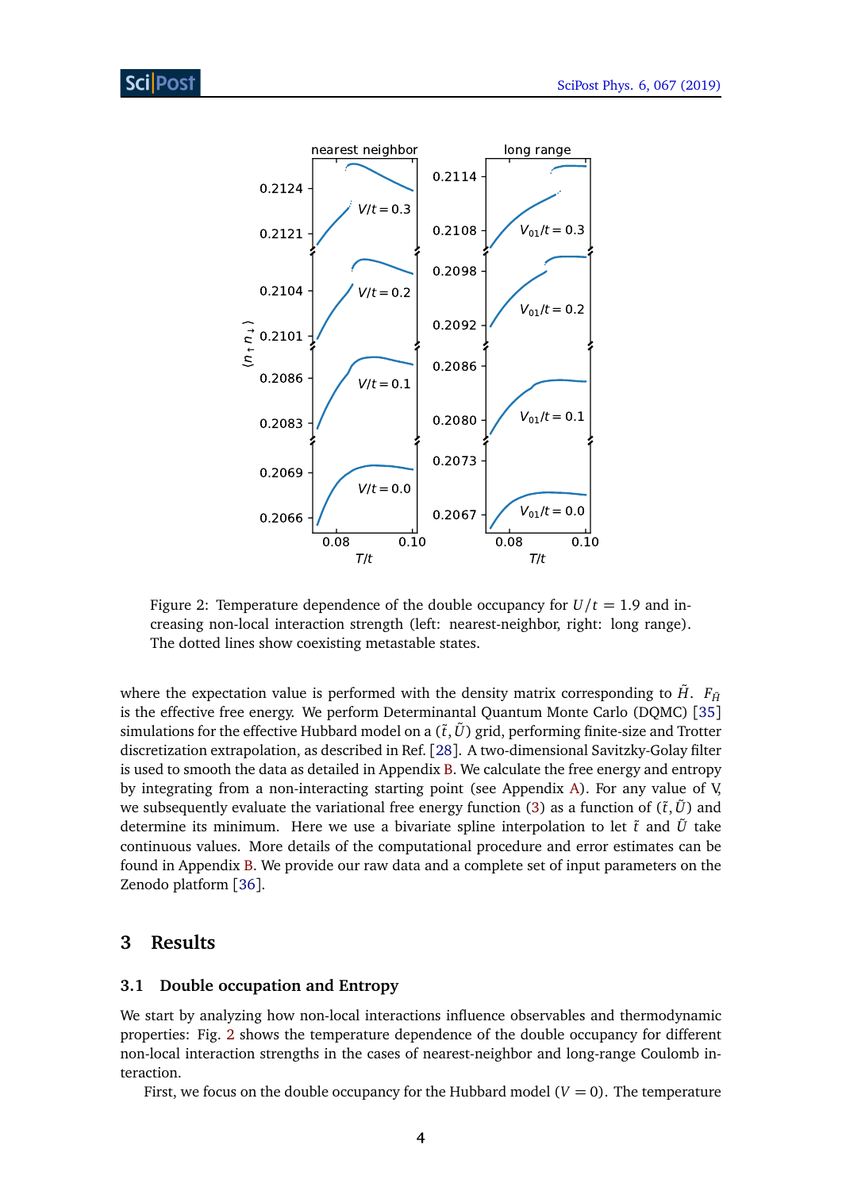Figure 2: Temperature dependence of the double occupancy for $U/t = 1.9$ and increasing non-local interaction strength (left: nearest-neighbor, right: long range). The dotted lines show coexisting metastable states.

where the expectation value is performed with the density matrix corresponding to $\tilde{H}$. $F_{\tilde{H}}$ is the effective free energy. We perform Determinantal Quantum Monte Carlo (DQMC) [35] simulations for the effective Hubbard model on a $(\tilde{t}, \tilde{U})$ grid, performing finite-size and Trotter discretization extrapolation, as described in Ref. [28]. A two-dimensional Savitzky-Golay filter is used to smooth the data as detailed in Appendix B. We calculate the free energy and entropy by integrating from a non-interacting starting point (see Appendix A). For any value of V, we subsequently evaluate the variational free energy function (3) as a function of $(\tilde{t}, \tilde{U})$ and determine its minimum. Here we use a bivariate spline interpolation to let $\tilde{t}$ and $\tilde{U}$ take continuous values. More details of the computational procedure and error estimates can be found in Appendix B. We provide our raw data and a complete set of input parameters on the Zenodo platform [36].

## 3 Results

### 3.1 Double occupation and Entropy

We start by analyzing how non-local interactions influence observables and thermodynamic properties: Fig. 2 shows the temperature dependence of the double occupancy for different non-local interaction strengths in the cases of nearest-neighbor and long-range Coulomb interaction.

First, we focus on the double occupancy for the Hubbard model ($V = 0$). The temperature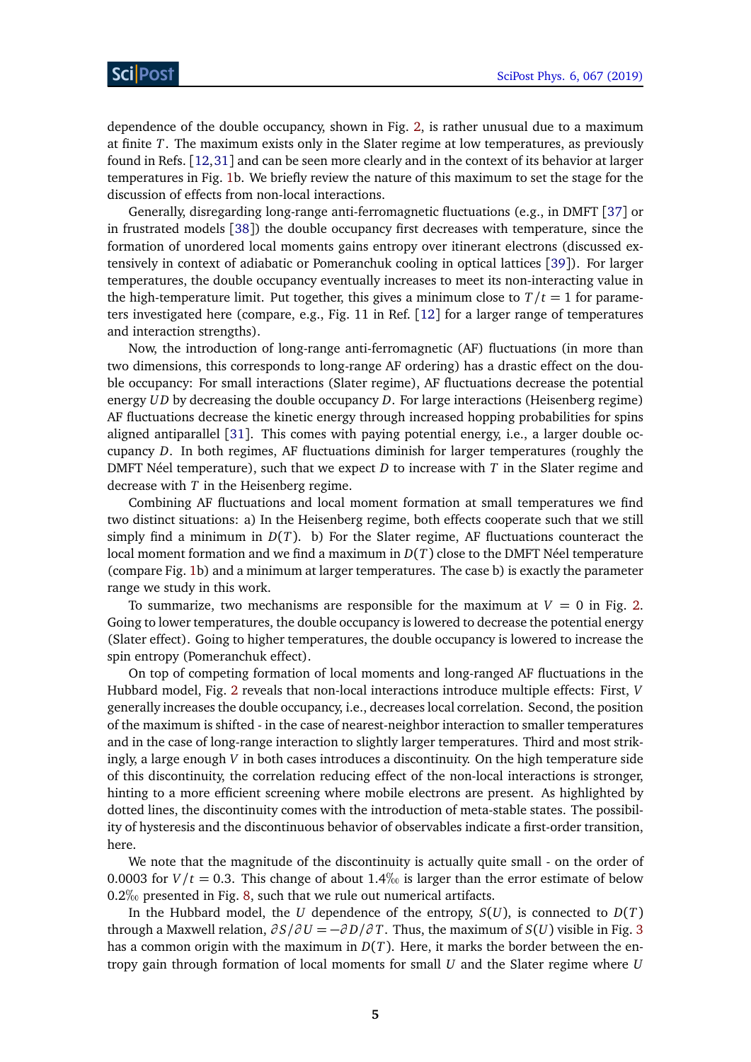dependence of the double occupancy, shown in Fig. 2, is rather unusual due to a maximum at finite $T$. The maximum exists only in the Slater regime at low temperatures, as previously found in Refs. [12,31] and can be seen more clearly and in the context of its behavior at larger temperatures in Fig. 1b. We briefly review the nature of this maximum to set the stage for the discussion of effects from non-local interactions.

Generally, disregarding long-range anti-ferromagnetic fluctuations (e.g., in DMFT [37] or in frustrated models [38]) the double occupancy first decreases with temperature, since the formation of unordered local moments gains entropy over itinerant electrons (discussed extensively in context of adiabatic or Pomeranchuk cooling in optical lattices [39]). For larger temperatures, the double occupancy eventually increases to meet its non-interacting value in the high-temperature limit. Put together, this gives a minimum close to $T/t = 1$ for parameters investigated here (compare, e.g., Fig. 11 in Ref. [12] for a larger range of temperatures and interaction strengths).

Now, the introduction of long-range anti-ferromagnetic (AF) fluctuations (in more than two dimensions, this corresponds to long-range AF ordering) has a drastic effect on the double occupancy: For small interactions (Slater regime), AF fluctuations decrease the potential energy $UD$ by decreasing the double occupancy $D$. For large interactions (Heisenberg regime) AF fluctuations decrease the kinetic energy through increased hopping probabilities for spins aligned antiparallel [31]. This comes with paying potential energy, i.e., a larger double occupancy $D$. In both regimes, AF fluctuations diminish for larger temperatures (roughly the DMFT Néel temperature), such that we expect $D$ to increase with $T$ in the Slater regime and decrease with $T$ in the Heisenberg regime.

Combining AF fluctuations and local moment formation at small temperatures we find two distinct situations: a) In the Heisenberg regime, both effects cooperate such that we still simply find a minimum in $D(T)$. b) For the Slater regime, AF fluctuations counteract the local moment formation and we find a maximum in $D(T)$ close to the DMFT Néel temperature (compare Fig. 1b) and a minimum at larger temperatures. The case b) is exactly the parameter range we study in this work.

To summarize, two mechanisms are responsible for the maximum at $V = 0$ in Fig. 2. Going to lower temperatures, the double occupancy is lowered to decrease the potential energy (Slater effect). Going to higher temperatures, the double occupancy is lowered to increase the spin entropy (Pomeranchuk effect).

On top of competing formation of local moments and long-ranged AF fluctuations in the Hubbard model, Fig. 2 reveals that non-local interactions introduce multiple effects: First, $V$ generally increases the double occupancy, i.e., decreases local correlation. Second, the position of the maximum is shifted - in the case of nearest-neighbor interaction to smaller temperatures and in the case of long-range interaction to slightly larger temperatures. Third and most strikingly, a large enough $V$ in both cases introduces a discontinuity. On the high temperature side of this discontinuity, the correlation reducing effect of the non-local interactions is stronger, hinting to a more efficient screening where mobile electrons are present. As highlighted by dotted lines, the discontinuity comes with the introduction of meta-stable states. The possibility of hysteresis and the discontinuous behavior of observables indicate a first-order transition, here.

We note that the magnitude of the discontinuity is actually quite small - on the order of 0.0003 for $V/t = 0.3$. This change of about 1.4‰ is larger than the error estimate of below 0.2‰ presented in Fig. 8, such that we rule out numerical artifacts.

In the Hubbard model, the $U$ dependence of the entropy, $S(U)$, is connected to $D(T)$ through a Maxwell relation, $\partial S/\partial U = -\partial D/\partial T$. Thus, the maximum of $S(U)$ visible in Fig. 3 has a common origin with the maximum in $D(T)$. Here, it marks the border between the entropy gain through formation of local moments for small $U$ and the Slater regime where $U$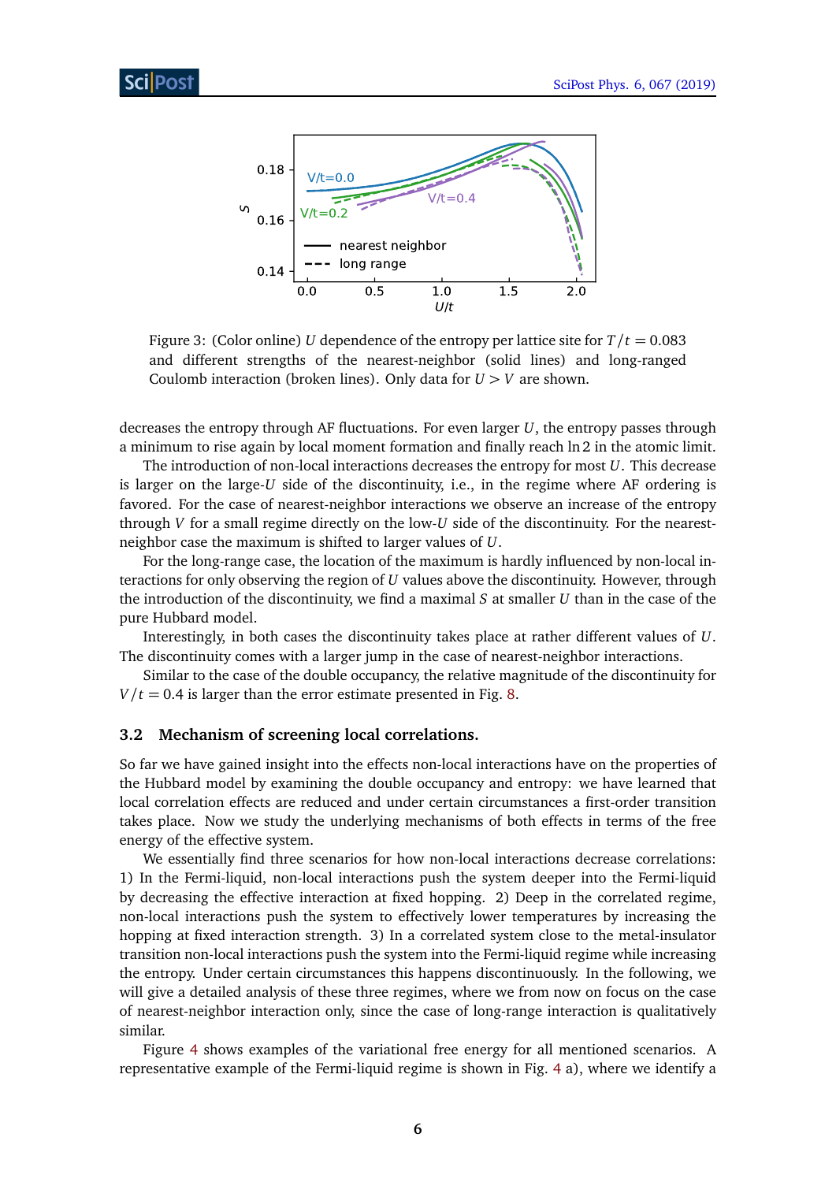Figure 3: (Color online) $U$ dependence of the entropy per lattice site for $T/t = 0.083$ and different strengths of the nearest-neighbor (solid lines) and long-ranged Coulomb interaction (broken lines). Only data for $U > V$ are shown.

decreases the entropy through AF fluctuations. For even larger $U$, the entropy passes through a minimum to rise again by local moment formation and finally reach $\ln 2$ in the atomic limit.

The introduction of non-local interactions decreases the entropy for most $U$. This decrease is larger on the large-$U$ side of the discontinuity, i.e., in the regime where AF ordering is favored. For the case of nearest-neighbor interactions we observe an increase of the entropy through $V$ for a small regime directly on the low-$U$ side of the discontinuity. For the nearest-neighbor case the maximum is shifted to larger values of $U$.

For the long-range case, the location of the maximum is hardly influenced by non-local interactions for only observing the region of $U$ values above the discontinuity. However, through the introduction of the discontinuity, we find a maximal $S$ at smaller $U$ than in the case of the pure Hubbard model.

Interestingly, in both cases the discontinuity takes place at rather different values of $U$. The discontinuity comes with a larger jump in the case of nearest-neighbor interactions.

Similar to the case of the double occupancy, the relative magnitude of the discontinuity for $V/t = 0.4$ is larger than the error estimate presented in Fig. 8.

### 3.2 Mechanism of screening local correlations.

So far we have gained insight into the effects non-local interactions have on the properties of the Hubbard model by examining the double occupancy and entropy: we have learned that local correlation effects are reduced and under certain circumstances a first-order transition takes place. Now we study the underlying mechanisms of both effects in terms of the free energy of the effective system.

We essentially find three scenarios for how non-local interactions decrease correlations: 1) In the Fermi-liquid, non-local interactions push the system deeper into the Fermi-liquid by decreasing the effective interaction at fixed hopping. 2) Deep in the correlated regime, non-local interactions push the system to effectively lower temperatures by increasing the hopping at fixed interaction strength. 3) In a correlated system close to the metal-insulator transition non-local interactions push the system into the Fermi-liquid regime while increasing the entropy. Under certain circumstances this happens discontinuously. In the following, we will give a detailed analysis of these three regimes, where we from now on focus on the case of nearest-neighbor interaction only, since the case of long-range interaction is qualitatively similar.

Figure 4 shows examples of the variational free energy for all mentioned scenarios. A representative example of the Fermi-liquid regime is shown in Fig. 4 a), where we identify a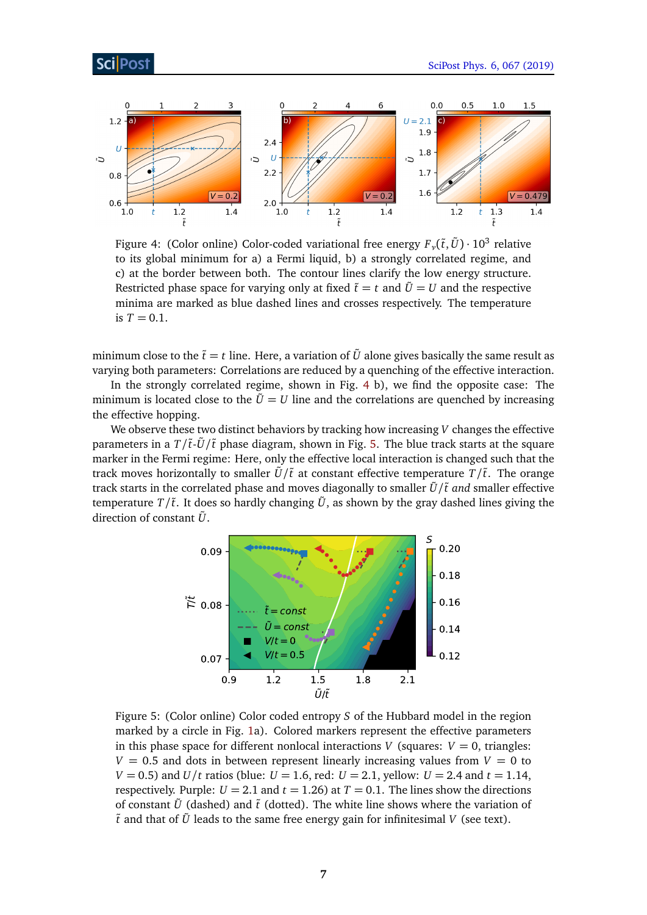Figure 4: (Color online) Color-coded variational free energy $F_\nu(\tilde{t},\tilde{U})\cdot 10^3$ relative to its global minimum for a) a Fermi liquid, b) a strongly correlated regime, and c) at the border between both. The contour lines clarify the low energy structure. Restricted phase space for varying only at fixed $\tilde{t}=t$ and $\tilde{U}=U$ and the respective minima are marked as blue dashed lines and crosses respectively. The temperature is $T=0.1$.

minimum close to the $\tilde{t}=t$ line. Here, a variation of $\tilde{U}$ alone gives basically the same result as varying both parameters: Correlations are reduced by a quenching of the effective interaction.

In the strongly correlated regime, shown in Fig. 4 b), we find the opposite case: The minimum is located close to the $\tilde{U}=U$ line and the correlations are quenched by increasing the effective hopping.

We observe these two distinct behaviors by tracking how increasing $V$ changes the effective parameters in a $T/\tilde{t}$-$\tilde{U}/\tilde{t}$ phase diagram, shown in Fig. 5. The blue track starts at the square marker in the Fermi regime: Here, only the effective local interaction is changed such that the track moves horizontally to smaller $\tilde{U}/\tilde{t}$ at constant effective temperature $T/\tilde{t}$. The orange track starts in the correlated phase and moves diagonally to smaller $\tilde{U}/\tilde{t}$ *and* smaller effective temperature $T/\tilde{t}$. It does so hardly changing $\tilde{U}$, as shown by the gray dashed lines giving the direction of constant $\tilde{U}$.

Figure 5: (Color online) Color coded entropy $S$ of the Hubbard model in the region marked by a circle in Fig. 1a). Colored markers represent the effective parameters in this phase space for different nonlocal interactions $V$ (squares: $V=0$, triangles: $V=0.5$ and dots in between represent linearly increasing values from $V=0$ to $V=0.5$) and $U/t$ ratios (blue: $U=1.6$, red: $U=2.1$, yellow: $U=2.4$ and $t=1.14$, respectively. Purple: $U=2.1$ and $t=1.26$) at $T=0.1$. The lines show the directions of constant $\tilde{U}$ (dashed) and $\tilde{t}$ (dotted). The white line shows where the variation of $\tilde{t}$ and that of $\tilde{U}$ leads to the same free energy gain for infinitesimal $V$ (see text).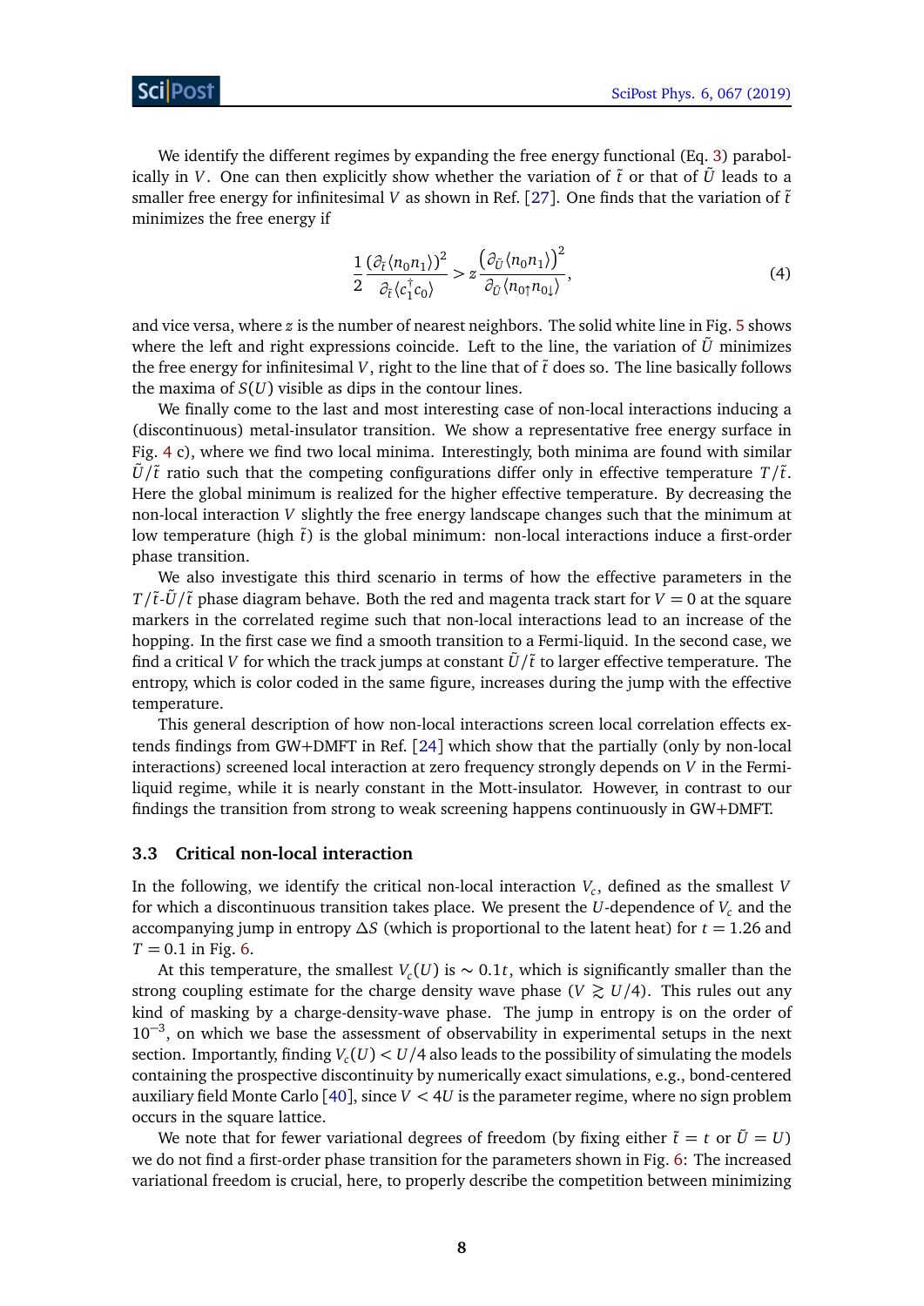We identify the different regimes by expanding the free energy functional (Eq. 3) parabolically in $V$. One can then explicitly show whether the variation of $\tilde{t}$ or that of $\tilde{U}$ leads to a smaller free energy for infinitesimal $V$ as shown in Ref. [27]. One finds that the variation of $\tilde{t}$ minimizes the free energy if

$$\frac{1}{2}\frac{\left(\partial_{\tilde{t}}\langle n_0 n_1\rangle\right)^2}{\partial_{\tilde{t}}\langle c_1^\dagger c_0\rangle} > z\frac{\left(\partial_{\tilde{U}}\langle n_0 n_1\rangle\right)^2}{\partial_{\tilde{U}}\langle n_{0\uparrow} n_{0\downarrow}\rangle}, \tag{4}$$

and vice versa, where $z$ is the number of nearest neighbors. The solid white line in Fig. 5 shows where the left and right expressions coincide. Left to the line, the variation of $\tilde{U}$ minimizes the free energy for infinitesimal $V$, right to the line that of $\tilde{t}$ does so. The line basically follows the maxima of $S(U)$ visible as dips in the contour lines.

We finally come to the last and most interesting case of non-local interactions inducing a (discontinuous) metal-insulator transition. We show a representative free energy surface in Fig. 4 c), where we find two local minima. Interestingly, both minima are found with similar $\tilde{U}/\tilde{t}$ ratio such that the competing configurations differ only in effective temperature $T/\tilde{t}$. Here the global minimum is realized for the higher effective temperature. By decreasing the non-local interaction $V$ slightly the free energy landscape changes such that the minimum at low temperature (high $\tilde{t}$) is the global minimum: non-local interactions induce a first-order phase transition.

We also investigate this third scenario in terms of how the effective parameters in the $T/\tilde{t}$-$\tilde{U}/\tilde{t}$ phase diagram behave. Both the red and magenta track start for $V = 0$ at the square markers in the correlated regime such that non-local interactions lead to an increase of the hopping. In the first case we find a smooth transition to a Fermi-liquid. In the second case, we find a critical $V$ for which the track jumps at constant $\tilde{U}/\tilde{t}$ to larger effective temperature. The entropy, which is color coded in the same figure, increases during the jump with the effective temperature.

This general description of how non-local interactions screen local correlation effects extends findings from GW+DMFT in Ref. [24] which show that the partially (only by non-local interactions) screened local interaction at zero frequency strongly depends on $V$ in the Fermi-liquid regime, while it is nearly constant in the Mott-insulator. However, in contrast to our findings the transition from strong to weak screening happens continuously in GW+DMFT.

### 3.3 Critical non-local interaction

In the following, we identify the critical non-local interaction $V_c$, defined as the smallest $V$ for which a discontinuous transition takes place. We present the $U$-dependence of $V_c$ and the accompanying jump in entropy $\Delta S$ (which is proportional to the latent heat) for $t = 1.26$ and $T = 0.1$ in Fig. 6.

At this temperature, the smallest $V_c(U)$ is $\sim 0.1t$, which is significantly smaller than the strong coupling estimate for the charge density wave phase ($V \gtrsim U/4$). This rules out any kind of masking by a charge-density-wave phase. The jump in entropy is on the order of $10^{-3}$, on which we base the assessment of observability in experimental setups in the next section. Importantly, finding $V_c(U) < U/4$ also leads to the possibility of simulating the models containing the prospective discontinuity by numerically exact simulations, e.g., bond-centered auxiliary field Monte Carlo [40], since $V < 4U$ is the parameter regime, where no sign problem occurs in the square lattice.

We note that for fewer variational degrees of freedom (by fixing either $\tilde{t} = t$ or $\tilde{U} = U$) we do not find a first-order phase transition for the parameters shown in Fig. 6: The increased variational freedom is crucial, here, to properly describe the competition between minimizing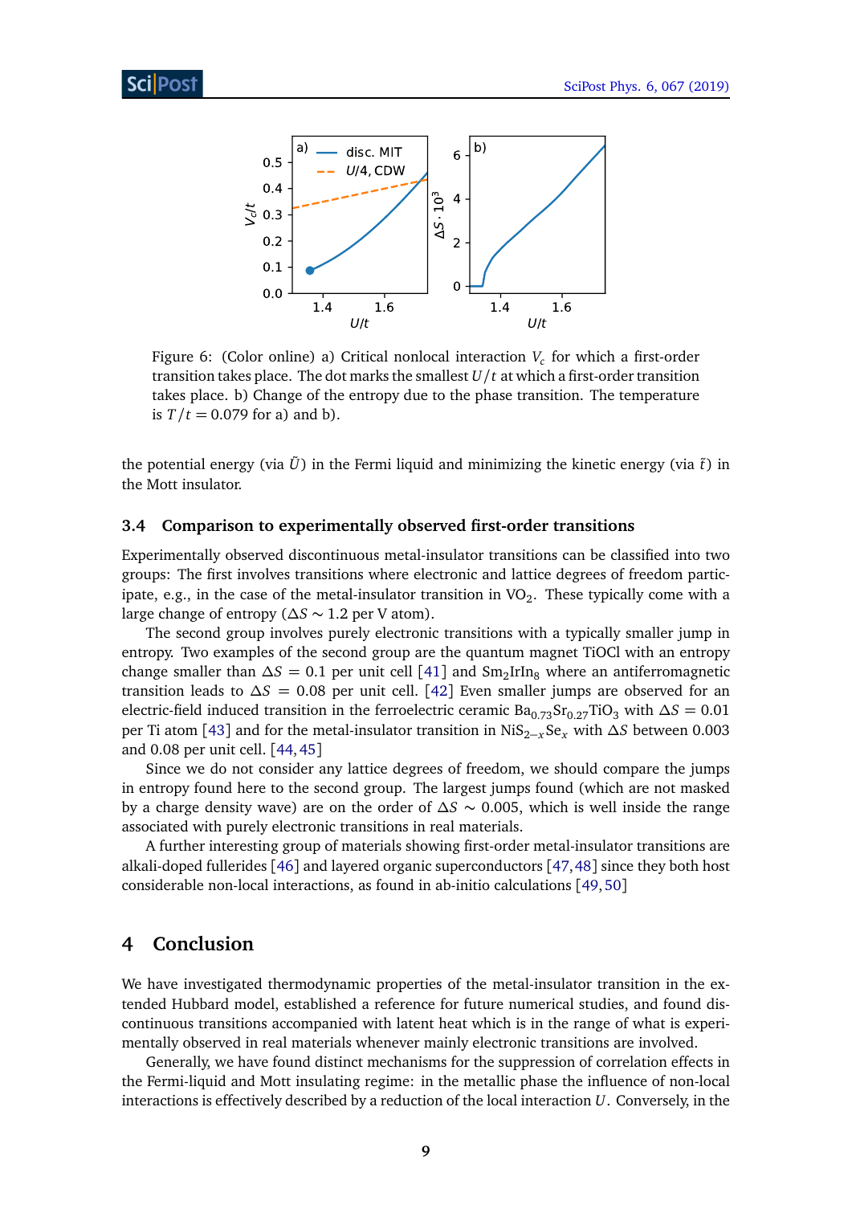Figure 6: (Color online) a) Critical nonlocal interaction $V_c$ for which a first-order transition takes place. The dot marks the smallest $U/t$ at which a first-order transition takes place. b) Change of the entropy due to the phase transition. The temperature is $T/t = 0.079$ for a) and b).

the potential energy (via $\tilde{U}$) in the Fermi liquid and minimizing the kinetic energy (via $\tilde{t}$) in the Mott insulator.

### 3.4 Comparison to experimentally observed first-order transitions

Experimentally observed discontinuous metal-insulator transitions can be classified into two groups: The first involves transitions where electronic and lattice degrees of freedom participate, e.g., in the case of the metal-insulator transition in $VO_2$. These typically come with a large change of entropy ($\Delta S \sim 1.2$ per V atom).

The second group involves purely electronic transitions with a typically smaller jump in entropy. Two examples of the second group are the quantum magnet TiOCl with an entropy change smaller than $\Delta S = 0.1$ per unit cell [41] and $Sm_2IrIn_8$ where an antiferromagnetic transition leads to $\Delta S = 0.08$ per unit cell. [42] Even smaller jumps are observed for an electric-field induced transition in the ferroelectric ceramic $Ba_{0.73}Sr_{0.27}TiO_3$ with $\Delta S = 0.01$ per Ti atom [43] and for the metal-insulator transition in $NiS_{2-x}Se_x$ with $\Delta S$ between 0.003 and 0.08 per unit cell. [44,45]

Since we do not consider any lattice degrees of freedom, we should compare the jumps in entropy found here to the second group. The largest jumps found (which are not masked by a charge density wave) are on the order of $\Delta S \sim 0.005$, which is well inside the range associated with purely electronic transitions in real materials.

A further interesting group of materials showing first-order metal-insulator transitions are alkali-doped fullerides [46] and layered organic superconductors [47,48] since they both host considerable non-local interactions, as found in ab-initio calculations [49,50]

## 4 Conclusion

We have investigated thermodynamic properties of the metal-insulator transition in the extended Hubbard model, established a reference for future numerical studies, and found discontinuous transitions accompanied with latent heat which is in the range of what is experimentally observed in real materials whenever mainly electronic transitions are involved.

Generally, we have found distinct mechanisms for the suppression of correlation effects in the Fermi-liquid and Mott insulating regime: in the metallic phase the influence of non-local interactions is effectively described by a reduction of the local interaction $U$. Conversely, in the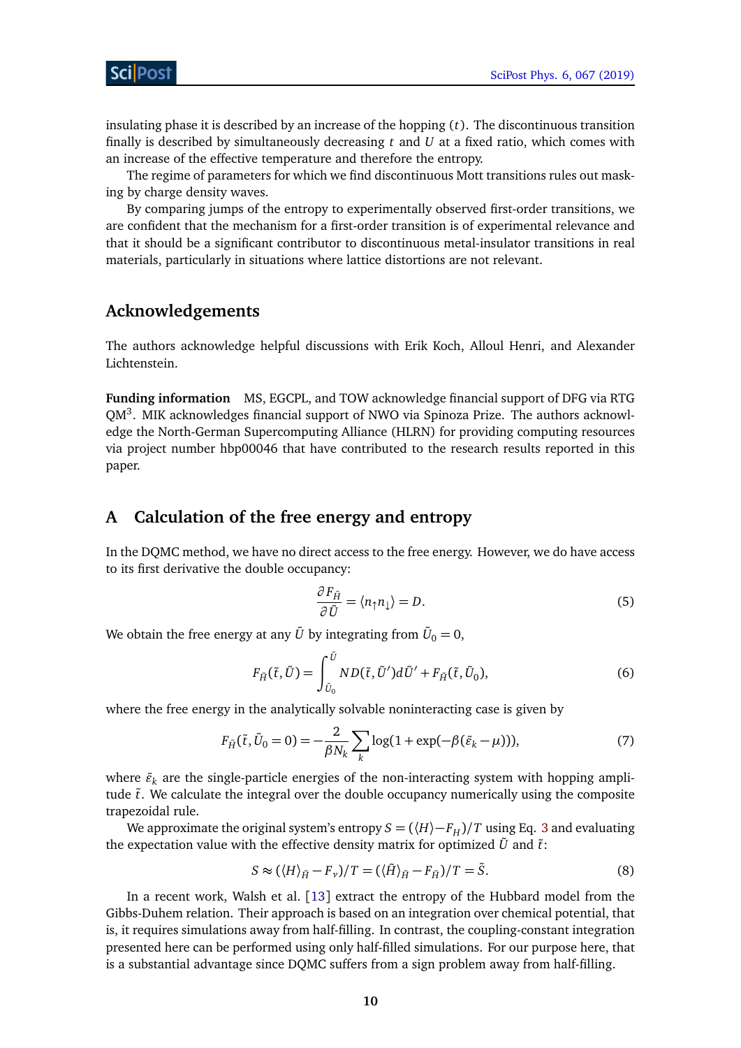insulating phase it is described by an increase of the hopping $(t)$. The discontinuous transition finally is described by simultaneously decreasing $t$ and $U$ at a fixed ratio, which comes with an increase of the effective temperature and therefore the entropy.

The regime of parameters for which we find discontinuous Mott transitions rules out masking by charge density waves.

By comparing jumps of the entropy to experimentally observed first-order transitions, we are confident that the mechanism for a first-order transition is of experimental relevance and that it should be a significant contributor to discontinuous metal-insulator transitions in real materials, particularly in situations where lattice distortions are not relevant.

## Acknowledgements

The authors acknowledge helpful discussions with Erik Koch, Alloul Henri, and Alexander Lichtenstein.

**Funding information** MS, EGCPL, and TOW acknowledge financial support of DFG via RTG $QM^3$. MIK acknowledges financial support of NWO via Spinoza Prize. The authors acknowledge the North-German Supercomputing Alliance (HLRN) for providing computing resources via project number hbp00046 that have contributed to the research results reported in this paper.

## A Calculation of the free energy and entropy

In the DQMC method, we have no direct access to the free energy. However, we do have access to its first derivative the double occupancy:

$$\frac{\partial F_{\tilde{H}}}{\partial \tilde{U}} = \langle n_\uparrow n_\downarrow \rangle = D. \tag{5}$$

We obtain the free energy at any $\tilde{U}$ by integrating from $\tilde{U}_0 = 0$,

$$F_{\tilde{H}}(\tilde{t}, \tilde{U}) = \int_{\tilde{U}_0}^{\tilde{U}} N D(\tilde{t}, \tilde{U}') d\tilde{U}' + F_{\tilde{H}}(\tilde{t}, \tilde{U}_0), \tag{6}$$

where the free energy in the analytically solvable noninteracting case is given by

$$F_{\tilde{H}}(\tilde{t}, \tilde{U}_0 = 0) = -\frac{2}{\beta N_k} \sum_k \log(1 + \exp(-\beta(\tilde{\varepsilon}_k - \mu))), \tag{7}$$

where $\tilde{\varepsilon}_k$ are the single-particle energies of the non-interacting system with hopping amplitude $\tilde{t}$. We calculate the integral over the double occupancy numerically using the composite trapezoidal rule.

We approximate the original system's entropy $S = (\langle H \rangle - F_H)/T$ using Eq. 3 and evaluating the expectation value with the effective density matrix for optimized $\tilde{U}$ and $\tilde{t}$:

$$S \approx (\langle H \rangle_{\tilde{H}} - F_v)/T = (\langle \tilde{H} \rangle_{\tilde{H}} - F_{\tilde{H}})/T = \tilde{S}. \tag{8}$$

In a recent work, Walsh et al. [13] extract the entropy of the Hubbard model from the Gibbs-Duhem relation. Their approach is based on an integration over chemical potential, that is, it requires simulations away from half-filling. In contrast, the coupling-constant integration presented here can be performed using only half-filled simulations. For our purpose here, that is a substantial advantage since DQMC suffers from a sign problem away from half-filling.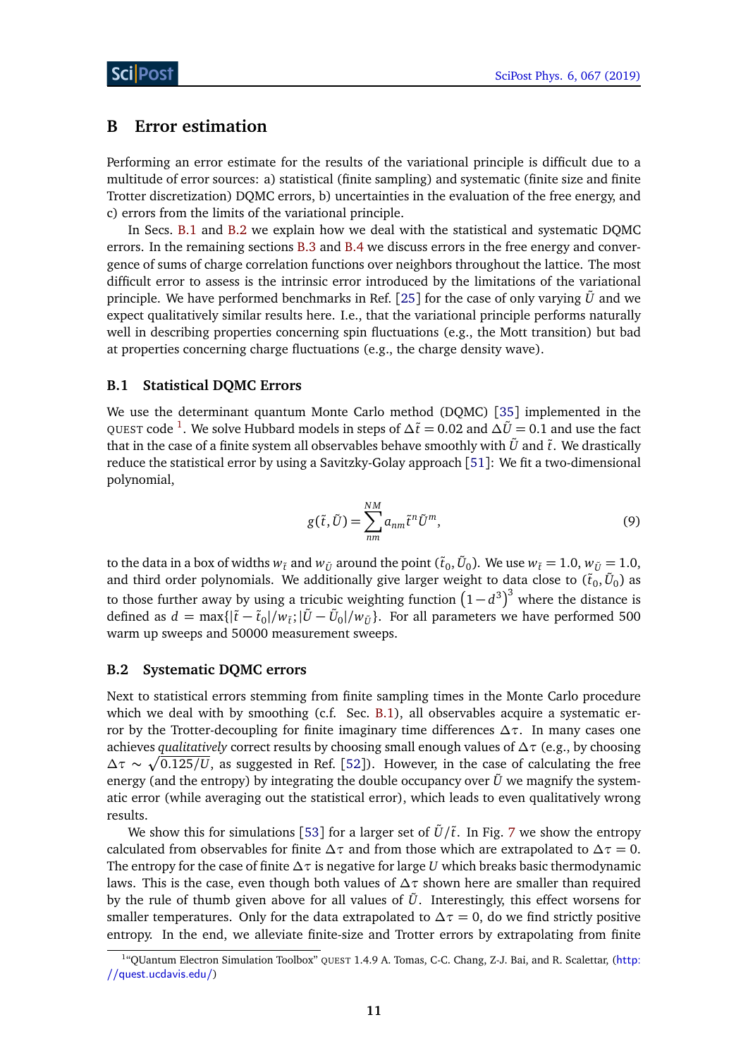## B Error estimation

Performing an error estimate for the results of the variational principle is difficult due to a multitude of error sources: a) statistical (finite sampling) and systematic (finite size and finite Trotter discretization) DQMC errors, b) uncertainties in the evaluation of the free energy, and c) errors from the limits of the variational principle.

In Secs. B.1 and B.2 we explain how we deal with the statistical and systematic DQMC errors. In the remaining sections B.3 and B.4 we discuss errors in the free energy and convergence of sums of charge correlation functions over neighbors throughout the lattice. The most difficult error to assess is the intrinsic error introduced by the limitations of the variational principle. We have performed benchmarks in Ref. [25] for the case of only varying $\tilde{U}$ and we expect qualitatively similar results here. I.e., that the variational principle performs naturally well in describing properties concerning spin fluctuations (e.g., the Mott transition) but bad at properties concerning charge fluctuations (e.g., the charge density wave).

### B.1 Statistical DQMC Errors

We use the determinant quantum Monte Carlo method (DQMC) [35] implemented in the QUEST code [1]. We solve Hubbard models in steps of $\Delta\tilde{t} = 0.02$ and $\Delta\tilde{U} = 0.1$ and use the fact that in the case of a finite system all observables behave smoothly with $\tilde{U}$ and $\tilde{t}$. We drastically reduce the statistical error by using a Savitzky-Golay approach [51]: We fit a two-dimensional polynomial,

$$g(\tilde{t}, \tilde{U}) = \sum_{nm}^{NM} a_{nm} \tilde{t}^n \tilde{U}^m, \tag{9}$$

to the data in a box of widths $w_{\tilde{t}}$ and $w_{\tilde{U}}$ around the point $(\tilde{t}_0, \tilde{U}_0)$. We use $w_{\tilde{t}} = 1.0$, $w_{\tilde{U}} = 1.0$, and third order polynomials. We additionally give larger weight to data close to $(\tilde{t}_0, \tilde{U}_0)$ as to those further away by using a tricubic weighting function $\left(1 - d^3\right)^3$ where the distance is defined as $d = \max\{|\tilde{t} - \tilde{t}_0|/w_{\tilde{t}}; |\tilde{U} - \tilde{U}_0|/w_{\tilde{U}}\}$. For all parameters we have performed 500 warm up sweeps and 50000 measurement sweeps.

### B.2 Systematic DQMC errors

Next to statistical errors stemming from finite sampling times in the Monte Carlo procedure which we deal with by smoothing (c.f. Sec. B.1), all observables acquire a systematic error by the Trotter-decoupling for finite imaginary time differences $\Delta\tau$. In many cases one achieves *qualitatively* correct results by choosing small enough values of $\Delta\tau$ (e.g., by choosing $\Delta\tau \sim \sqrt{0.125/U}$, as suggested in Ref. [52]). However, in the case of calculating the free energy (and the entropy) by integrating the double occupancy over $\tilde{U}$ we magnify the systematic error (while averaging out the statistical error), which leads to even qualitatively wrong results.

We show this for simulations [53] for a larger set of $\tilde{U}/\tilde{t}$. In Fig. 7 we show the entropy calculated from observables for finite $\Delta\tau$ and from those which are extrapolated to $\Delta\tau = 0$. The entropy for the case of finite $\Delta\tau$ is negative for large $U$ which breaks basic thermodynamic laws. This is the case, even though both values of $\Delta\tau$ shown here are smaller than required by the rule of thumb given above for all values of $\tilde{U}$. Interestingly, this effect worsens for smaller temperatures. Only for the data extrapolated to $\Delta\tau = 0$, do we find strictly positive entropy. In the end, we alleviate finite-size and Trotter errors by extrapolating from finite

[1] "QUantum Electron Simulation Toolbox" QUEST 1.4.9 A. Tomas, C-C. Chang, Z-J. Bai, and R. Scalettar, (http://quest.ucdavis.edu/)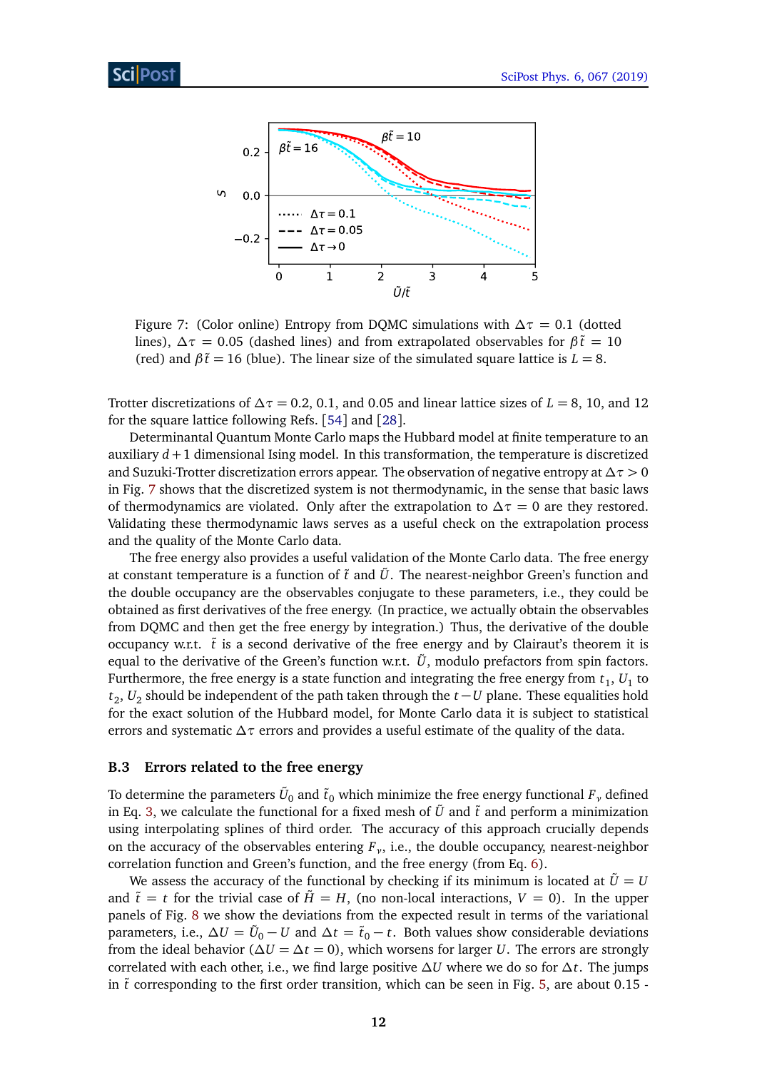Figure 7: (Color online) Entropy from DQMC simulations with $\Delta\tau = 0.1$ (dotted lines), $\Delta\tau = 0.05$ (dashed lines) and from extrapolated observables for $\beta\tilde{t} = 10$ (red) and $\beta\tilde{t} = 16$ (blue). The linear size of the simulated square lattice is $L = 8$.

Trotter discretizations of $\Delta\tau = 0.2$, 0.1, and 0.05 and linear lattice sizes of $L = 8$, 10, and 12 for the square lattice following Refs. [54] and [28].

Determinantal Quantum Monte Carlo maps the Hubbard model at finite temperature to an auxiliary $d+1$ dimensional Ising model. In this transformation, the temperature is discretized and Suzuki-Trotter discretization errors appear. The observation of negative entropy at $\Delta\tau > 0$ in Fig. 7 shows that the discretized system is not thermodynamic, in the sense that basic laws of thermodynamics are violated. Only after the extrapolation to $\Delta\tau = 0$ are they restored. Validating these thermodynamic laws serves as a useful check on the extrapolation process and the quality of the Monte Carlo data.

The free energy also provides a useful validation of the Monte Carlo data. The free energy at constant temperature is a function of $\tilde{t}$ and $\tilde{U}$. The nearest-neighbor Green's function and the double occupancy are the observables conjugate to these parameters, i.e., they could be obtained as first derivatives of the free energy. (In practice, we actually obtain the observables from DQMC and then get the free energy by integration.) Thus, the derivative of the double occupancy w.r.t. $\tilde{t}$ is a second derivative of the free energy and by Clairaut's theorem it is equal to the derivative of the Green's function w.r.t. $\tilde{U}$, modulo prefactors from spin factors. Furthermore, the free energy is a state function and integrating the free energy from $t_1$, $U_1$ to $t_2$, $U_2$ should be independent of the path taken through the $t-U$ plane. These equalities hold for the exact solution of the Hubbard model, for Monte Carlo data it is subject to statistical errors and systematic $\Delta\tau$ errors and provides a useful estimate of the quality of the data.

### B.3 Errors related to the free energy

To determine the parameters $\tilde{U}_0$ and $\tilde{t}_0$ which minimize the free energy functional $F_v$ defined in Eq. 3, we calculate the functional for a fixed mesh of $\tilde{U}$ and $\tilde{t}$ and perform a minimization using interpolating splines of third order. The accuracy of this approach crucially depends on the accuracy of the observables entering $F_v$, i.e., the double occupancy, nearest-neighbor correlation function and Green's function, and the free energy (from Eq. 6).

We assess the accuracy of the functional by checking if its minimum is located at $\tilde{U} = U$ and $\tilde{t} = t$ for the trivial case of $\tilde{H} = H$, (no non-local interactions, $V = 0$). In the upper panels of Fig. 8 we show the deviations from the expected result in terms of the variational parameters, i.e., $\Delta U = \tilde{U}_0 - U$ and $\Delta t = \tilde{t}_0 - t$. Both values show considerable deviations from the ideal behavior ($\Delta U = \Delta t = 0$), which worsens for larger $U$. The errors are strongly correlated with each other, i.e., we find large positive $\Delta U$ where we do so for $\Delta t$. The jumps in $\tilde{t}$ corresponding to the first order transition, which can be seen in Fig. 5, are about 0.15 -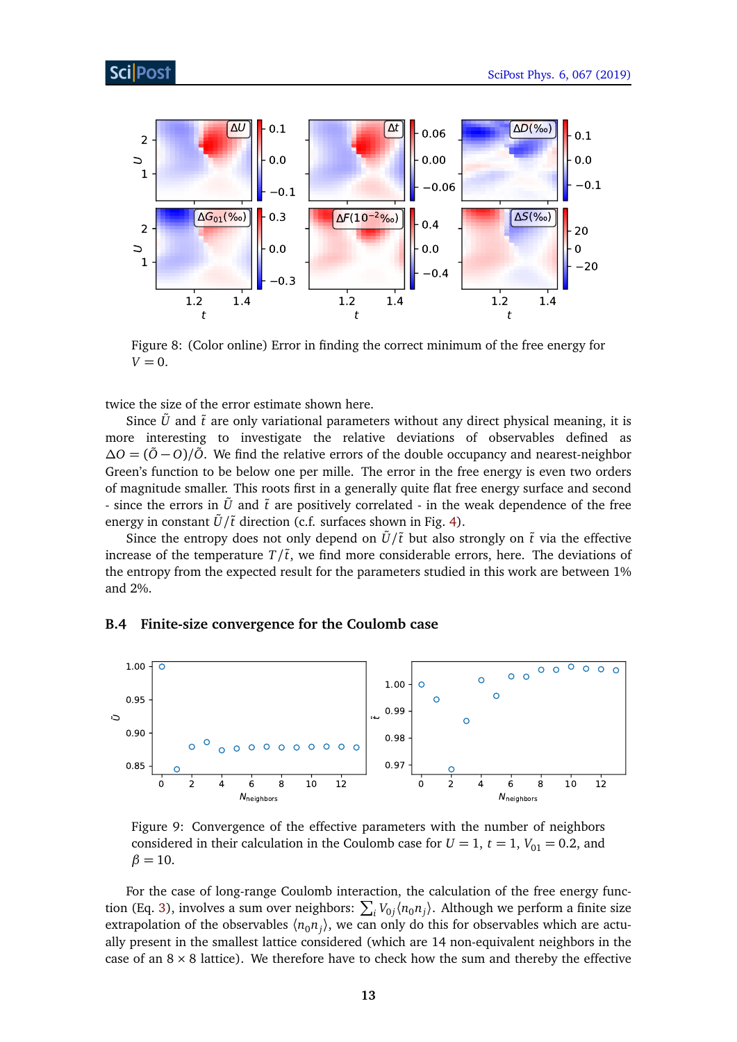Figure 8: (Color online) Error in finding the correct minimum of the free energy for $V = 0$.

twice the size of the error estimate shown here.

Since $\tilde{U}$ and $\tilde{t}$ are only variational parameters without any direct physical meaning, it is more interesting to investigate the relative deviations of observables defined as $\Delta O = (\tilde{O} - O)/\tilde{O}$. We find the relative errors of the double occupancy and nearest-neighbor Green's function to be below one per mille. The error in the free energy is even two orders of magnitude smaller. This roots first in a generally quite flat free energy surface and second - since the errors in $\tilde{U}$ and $\tilde{t}$ are positively correlated - in the weak dependence of the free energy in constant $\tilde{U}/\tilde{t}$ direction (c.f. surfaces shown in Fig. 4).

Since the entropy does not only depend on $\tilde{U}/\tilde{t}$ but also strongly on $\tilde{t}$ via the effective increase of the temperature $T/\tilde{t}$, we find more considerable errors, here. The deviations of the entropy from the expected result for the parameters studied in this work are between 1% and 2%.

### B.4 Finite-size convergence for the Coulomb case

Figure 9: Convergence of the effective parameters with the number of neighbors considered in their calculation in the Coulomb case for $U = 1$, $t = 1$, $V_{01} = 0.2$, and $\beta = 10$.

For the case of long-range Coulomb interaction, the calculation of the free energy function (Eq. 3), involves a sum over neighbors: $\sum_i V_{0j} \langle n_0 n_j \rangle$. Although we perform a finite size extrapolation of the observables $\langle n_0 n_j \rangle$, we can only do this for observables which are actually present in the smallest lattice considered (which are 14 non-equivalent neighbors in the case of an $8 \times 8$ lattice). We therefore have to check how the sum and thereby the effective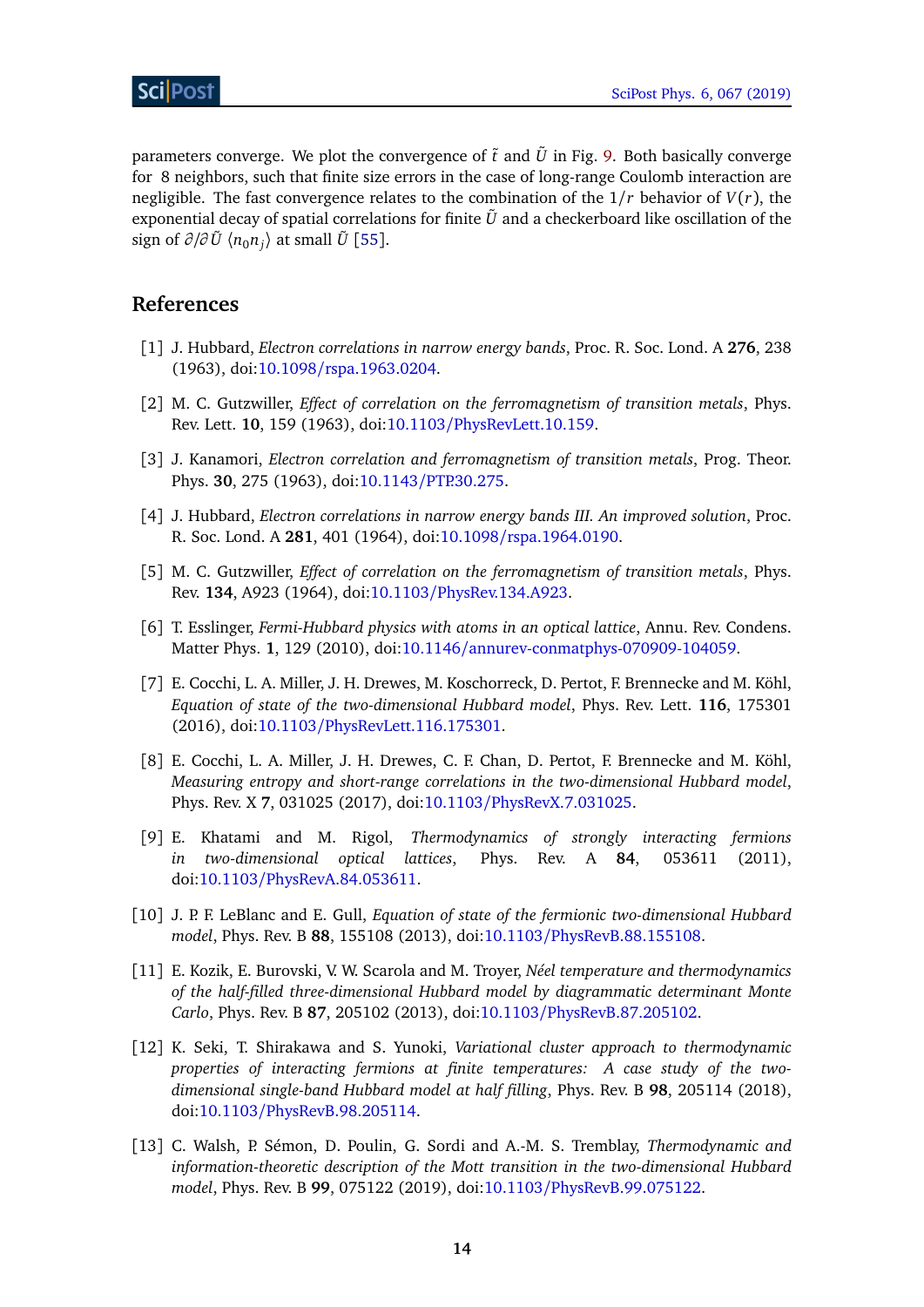parameters converge. We plot the convergence of $\tilde{t}$ and $\tilde{U}$ in Fig. 9. Both basically converge for 8 neighbors, such that finite size errors in the case of long-range Coulomb interaction are negligible. The fast convergence relates to the combination of the $1/r$ behavior of $V(r)$, the exponential decay of spatial correlations for finite $\tilde{U}$ and a checkerboard like oscillation of the sign of $\partial/\partial \tilde{U} \langle n_0 n_j \rangle$ at small $\tilde{U}$ [55].

## References

[1] J. Hubbard, *Electron correlations in narrow energy bands*, Proc. R. Soc. Lond. A **276**, 238 (1963), doi:10.1098/rspa.1963.0204.

[2] M. C. Gutzwiller, *Effect of correlation on the ferromagnetism of transition metals*, Phys. Rev. Lett. **10**, 159 (1963), doi:10.1103/PhysRevLett.10.159.

[3] J. Kanamori, *Electron correlation and ferromagnetism of transition metals*, Prog. Theor. Phys. **30**, 275 (1963), doi:10.1143/PTP.30.275.

[4] J. Hubbard, *Electron correlations in narrow energy bands III. An improved solution*, Proc. R. Soc. Lond. A **281**, 401 (1964), doi:10.1098/rspa.1964.0190.

[5] M. C. Gutzwiller, *Effect of correlation on the ferromagnetism of transition metals*, Phys. Rev. **134**, A923 (1964), doi:10.1103/PhysRev.134.A923.

[6] T. Esslinger, *Fermi-Hubbard physics with atoms in an optical lattice*, Annu. Rev. Condens. Matter Phys. **1**, 129 (2010), doi:10.1146/annurev-conmatphys-070909-104059.

[7] E. Cocchi, L. A. Miller, J. H. Drewes, M. Koschorreck, D. Pertot, F. Brennecke and M. Köhl, *Equation of state of the two-dimensional Hubbard model*, Phys. Rev. Lett. **116**, 175301 (2016), doi:10.1103/PhysRevLett.116.175301.

[8] E. Cocchi, L. A. Miller, J. H. Drewes, C. F. Chan, D. Pertot, F. Brennecke and M. Köhl, *Measuring entropy and short-range correlations in the two-dimensional Hubbard model*, Phys. Rev. X **7**, 031025 (2017), doi:10.1103/PhysRevX.7.031025.

[9] E. Khatami and M. Rigol, *Thermodynamics of strongly interacting fermions in two-dimensional optical lattices*, Phys. Rev. A **84**, 053611 (2011), doi:10.1103/PhysRevA.84.053611.

[10] J. P. F. LeBlanc and E. Gull, *Equation of state of the fermionic two-dimensional Hubbard model*, Phys. Rev. B **88**, 155108 (2013), doi:10.1103/PhysRevB.88.155108.

[11] E. Kozik, E. Burovski, V. W. Scarola and M. Troyer, *Néel temperature and thermodynamics of the half-filled three-dimensional Hubbard model by diagrammatic determinant Monte Carlo*, Phys. Rev. B **87**, 205102 (2013), doi:10.1103/PhysRevB.87.205102.

[12] K. Seki, T. Shirakawa and S. Yunoki, *Variational cluster approach to thermodynamic properties of interacting fermions at finite temperatures: A case study of the two-dimensional single-band Hubbard model at half filling*, Phys. Rev. B **98**, 205114 (2018), doi:10.1103/PhysRevB.98.205114.

[13] C. Walsh, P. Sémon, D. Poulin, G. Sordi and A.-M. S. Tremblay, *Thermodynamic and information-theoretic description of the Mott transition in the two-dimensional Hubbard model*, Phys. Rev. B **99**, 075122 (2019), doi:10.1103/PhysRevB.99.075122.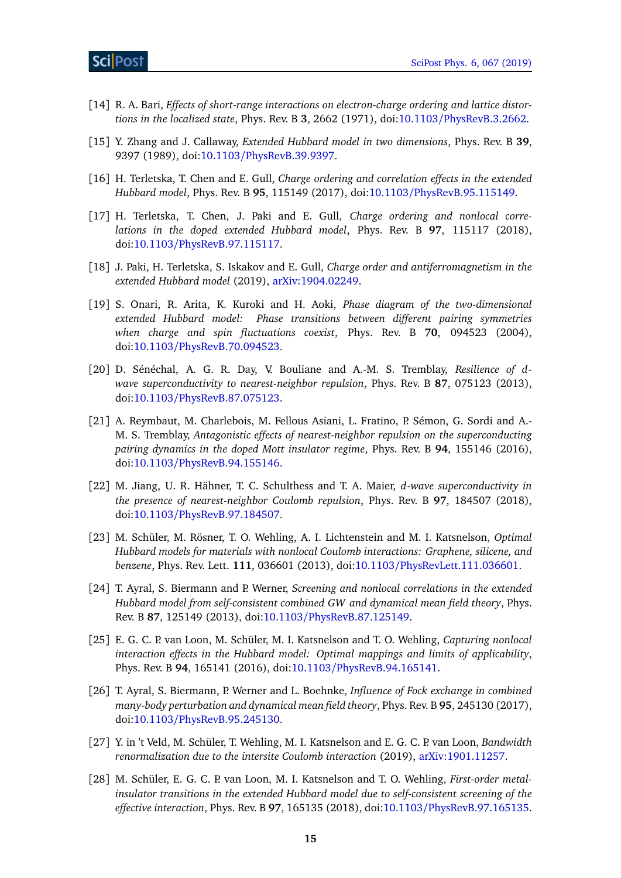[14] R. A. Bari, *Effects of short-range interactions on electron-charge ordering and lattice distortions in the localized state*, Phys. Rev. B **3**, 2662 (1971), doi:10.1103/PhysRevB.3.2662.

[15] Y. Zhang and J. Callaway, *Extended Hubbard model in two dimensions*, Phys. Rev. B **39**, 9397 (1989), doi:10.1103/PhysRevB.39.9397.

[16] H. Terletska, T. Chen and E. Gull, *Charge ordering and correlation effects in the extended Hubbard model*, Phys. Rev. B **95**, 115149 (2017), doi:10.1103/PhysRevB.95.115149.

[17] H. Terletska, T. Chen, J. Paki and E. Gull, *Charge ordering and nonlocal correlations in the doped extended Hubbard model*, Phys. Rev. B **97**, 115117 (2018), doi:10.1103/PhysRevB.97.115117.

[18] J. Paki, H. Terletska, S. Iskakov and E. Gull, *Charge order and antiferromagnetism in the extended Hubbard model* (2019), arXiv:1904.02249.

[19] S. Onari, R. Arita, K. Kuroki and H. Aoki, *Phase diagram of the two-dimensional extended Hubbard model: Phase transitions between different pairing symmetries when charge and spin fluctuations coexist*, Phys. Rev. B **70**, 094523 (2004), doi:10.1103/PhysRevB.70.094523.

[20] D. Sénéchal, A. G. R. Day, V. Bouliane and A.-M. S. Tremblay, *Resilience of d-wave superconductivity to nearest-neighbor repulsion*, Phys. Rev. B **87**, 075123 (2013), doi:10.1103/PhysRevB.87.075123.

[21] A. Reymbaut, M. Charlebois, M. Fellous Asiani, L. Fratino, P. Sémon, G. Sordi and A.-M. S. Tremblay, *Antagonistic effects of nearest-neighbor repulsion on the superconducting pairing dynamics in the doped Mott insulator regime*, Phys. Rev. B **94**, 155146 (2016), doi:10.1103/PhysRevB.94.155146.

[22] M. Jiang, U. R. Hähner, T. C. Schulthess and T. A. Maier, *d-wave superconductivity in the presence of nearest-neighbor Coulomb repulsion*, Phys. Rev. B **97**, 184507 (2018), doi:10.1103/PhysRevB.97.184507.

[23] M. Schüler, M. Rösner, T. O. Wehling, A. I. Lichtenstein and M. I. Katsnelson, *Optimal Hubbard models for materials with nonlocal Coulomb interactions: Graphene, silicene, and benzene*, Phys. Rev. Lett. **111**, 036601 (2013), doi:10.1103/PhysRevLett.111.036601.

[24] T. Ayral, S. Biermann and P. Werner, *Screening and nonlocal correlations in the extended Hubbard model from self-consistent combined GW and dynamical mean field theory*, Phys. Rev. B **87**, 125149 (2013), doi:10.1103/PhysRevB.87.125149.

[25] E. G. C. P. van Loon, M. Schüler, M. I. Katsnelson and T. O. Wehling, *Capturing nonlocal interaction effects in the Hubbard model: Optimal mappings and limits of applicability*, Phys. Rev. B **94**, 165141 (2016), doi:10.1103/PhysRevB.94.165141.

[26] T. Ayral, S. Biermann, P. Werner and L. Boehnke, *Influence of Fock exchange in combined many-body perturbation and dynamical mean field theory*, Phys. Rev. B **95**, 245130 (2017), doi:10.1103/PhysRevB.95.245130.

[27] Y. in 't Veld, M. Schüler, T. Wehling, M. I. Katsnelson and E. G. C. P. van Loon, *Bandwidth renormalization due to the intersite Coulomb interaction* (2019), arXiv:1901.11257.

[28] M. Schüler, E. G. C. P. van Loon, M. I. Katsnelson and T. O. Wehling, *First-order metal-insulator transitions in the extended Hubbard model due to self-consistent screening of the effective interaction*, Phys. Rev. B **97**, 165135 (2018), doi:10.1103/PhysRevB.97.165135.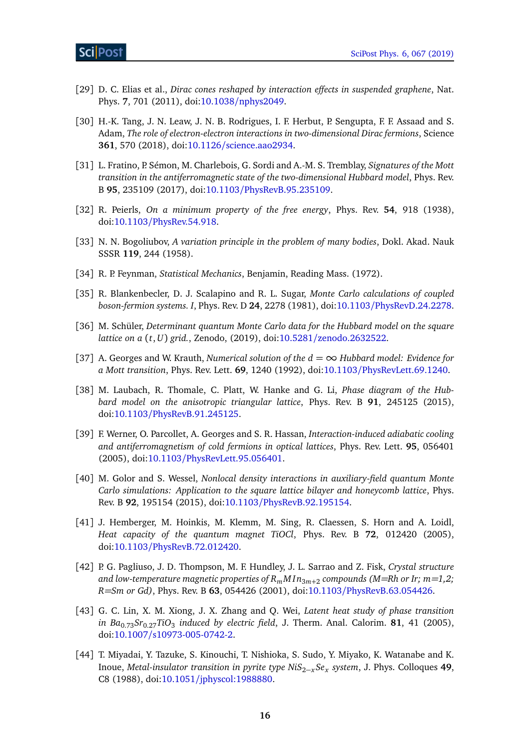[29] D. C. Elias et al., *Dirac cones reshaped by interaction effects in suspended graphene*, Nat. Phys. **7**, 701 (2011), doi:10.1038/nphys2049.

[30] H.-K. Tang, J. N. Leaw, J. N. B. Rodrigues, I. F. Herbut, P. Sengupta, F. F. Assaad and S. Adam, *The role of electron-electron interactions in two-dimensional Dirac fermions*, Science **361**, 570 (2018), doi:10.1126/science.aao2934.

[31] L. Fratino, P. Sémon, M. Charlebois, G. Sordi and A.-M. S. Tremblay, *Signatures of the Mott transition in the antiferromagnetic state of the two-dimensional Hubbard model*, Phys. Rev. B **95**, 235109 (2017), doi:10.1103/PhysRevB.95.235109.

[32] R. Peierls, *On a minimum property of the free energy*, Phys. Rev. **54**, 918 (1938), doi:10.1103/PhysRev.54.918.

[33] N. N. Bogoliubov, *A variation principle in the problem of many bodies*, Dokl. Akad. Nauk SSSR **119**, 244 (1958).

[34] R. P. Feynman, *Statistical Mechanics*, Benjamin, Reading Mass. (1972).

[35] R. Blankenbecler, D. J. Scalapino and R. L. Sugar, *Monte Carlo calculations of coupled boson-fermion systems. I*, Phys. Rev. D **24**, 2278 (1981), doi:10.1103/PhysRevD.24.2278.

[36] M. Schüler, *Determinant quantum Monte Carlo data for the Hubbard model on the square lattice on a $(t,U)$ grid.*, Zenodo, (2019), doi:10.5281/zenodo.2632522.

[37] A. Georges and W. Krauth, *Numerical solution of the $d = \infty$ Hubbard model: Evidence for a Mott transition*, Phys. Rev. Lett. **69**, 1240 (1992), doi:10.1103/PhysRevLett.69.1240.

[38] M. Laubach, R. Thomale, C. Platt, W. Hanke and G. Li, *Phase diagram of the Hubbard model on the anisotropic triangular lattice*, Phys. Rev. B **91**, 245125 (2015), doi:10.1103/PhysRevB.91.245125.

[39] F. Werner, O. Parcollet, A. Georges and S. R. Hassan, *Interaction-induced adiabatic cooling and antiferromagnetism of cold fermions in optical lattices*, Phys. Rev. Lett. **95**, 056401 (2005), doi:10.1103/PhysRevLett.95.056401.

[40] M. Golor and S. Wessel, *Nonlocal density interactions in auxiliary-field quantum Monte Carlo simulations: Application to the square lattice bilayer and honeycomb lattice*, Phys. Rev. B **92**, 195154 (2015), doi:10.1103/PhysRevB.92.195154.

[41] J. Hemberger, M. Hoinkis, M. Klemm, M. Sing, R. Claessen, S. Horn and A. Loidl, *Heat capacity of the quantum magnet TiOCl*, Phys. Rev. B **72**, 012420 (2005), doi:10.1103/PhysRevB.72.012420.

[42] P. G. Pagliuso, J. D. Thompson, M. F. Hundley, J. L. Sarrao and Z. Fisk, *Crystal structure and low-temperature magnetic properties of $R_mMIn_{3m+2}$ compounds (M=Rh or Ir; m=1,2; R=Sm or Gd)*, Phys. Rev. B **63**, 054426 (2001), doi:10.1103/PhysRevB.63.054426.

[43] G. C. Lin, X. M. Xiong, J. X. Zhang and Q. Wei, *Latent heat study of phase transition in $Ba_{0.73}Sr_{0.27}TiO_3$ induced by electric field*, J. Therm. Anal. Calorim. **81**, 41 (2005), doi:10.1007/s10973-005-0742-2.

[44] T. Miyadai, Y. Tazuke, S. Kinouchi, T. Nishioka, S. Sudo, Y. Miyako, K. Watanabe and K. Inoue, *Metal-insulator transition in pyrite type $NiS_{2-x}Se_x$ system*, J. Phys. Colloques **49**, C8 (1988), doi:10.1051/jphyscol:1988880.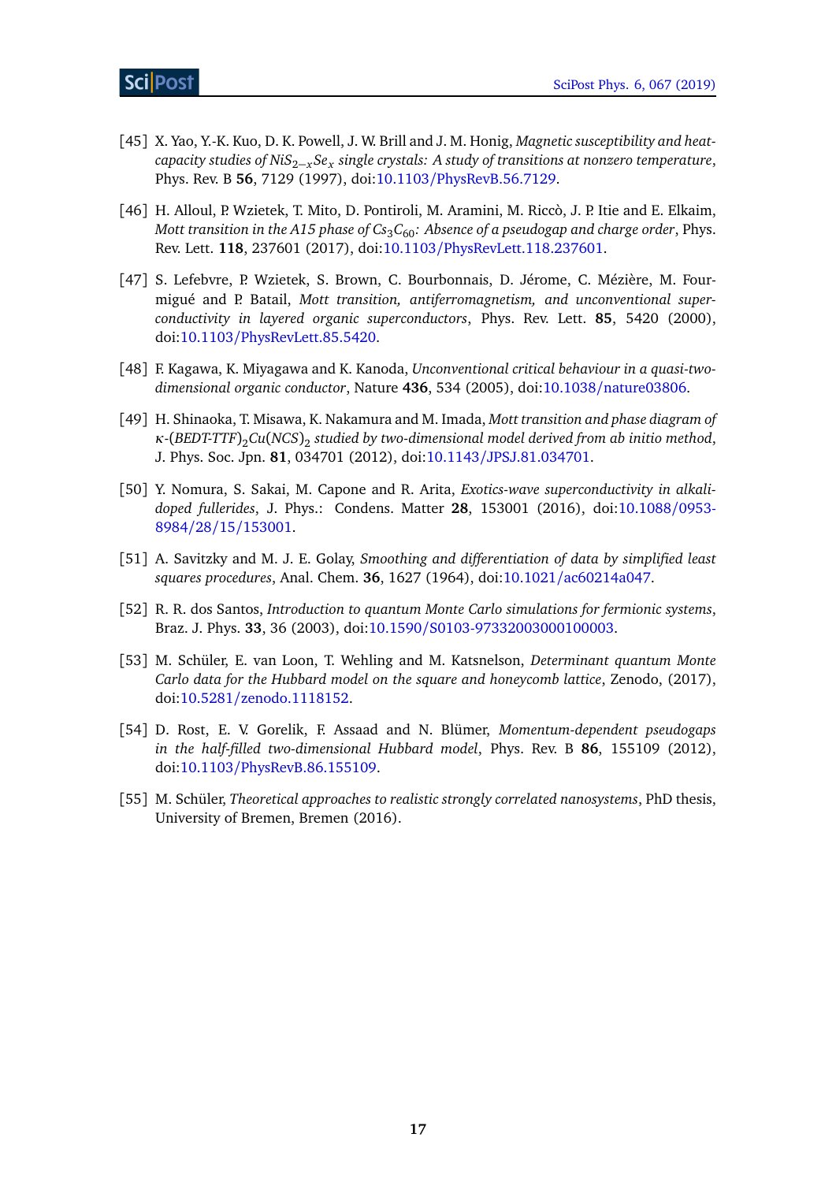[45] X. Yao, Y.-K. Kuo, D. K. Powell, J. W. Brill and J. M. Honig, *Magnetic susceptibility and heat-capacity studies of $NiS_{2-x}Se_x$ single crystals: A study of transitions at nonzero temperature*, Phys. Rev. B **56**, 7129 (1997), doi:10.1103/PhysRevB.56.7129.

[46] H. Alloul, P. Wzietek, T. Mito, D. Pontiroli, M. Aramini, M. Riccò, J. P. Itie and E. Elkaim, *Mott transition in the A15 phase of $Cs_3C_{60}$: Absence of a pseudogap and charge order*, Phys. Rev. Lett. **118**, 237601 (2017), doi:10.1103/PhysRevLett.118.237601.

[47] S. Lefebvre, P. Wzietek, S. Brown, C. Bourbonnais, D. Jérome, C. Mézière, M. Fourmigué and P. Batail, *Mott transition, antiferromagnetism, and unconventional superconductivity in layered organic superconductors*, Phys. Rev. Lett. **85**, 5420 (2000), doi:10.1103/PhysRevLett.85.5420.

[48] F. Kagawa, K. Miyagawa and K. Kanoda, *Unconventional critical behaviour in a quasi-two-dimensional organic conductor*, Nature **436**, 534 (2005), doi:10.1038/nature03806.

[49] H. Shinaoka, T. Misawa, K. Nakamura and M. Imada, *Mott transition and phase diagram of $\kappa$-$(BEDT\text{-}TTF)_2Cu(NCS)_2$ studied by two-dimensional model derived from ab initio method*, J. Phys. Soc. Jpn. **81**, 034701 (2012), doi:10.1143/JPSJ.81.034701.

[50] Y. Nomura, S. Sakai, M. Capone and R. Arita, *Exotics-wave superconductivity in alkali-doped fullerides*, J. Phys.: Condens. Matter **28**, 153001 (2016), doi:10.1088/0953-8984/28/15/153001.

[51] A. Savitzky and M. J. E. Golay, *Smoothing and differentiation of data by simplified least squares procedures*, Anal. Chem. **36**, 1627 (1964), doi:10.1021/ac60214a047.

[52] R. R. dos Santos, *Introduction to quantum Monte Carlo simulations for fermionic systems*, Braz. J. Phys. **33**, 36 (2003), doi:10.1590/S0103-97332003000100003.

[53] M. Schüler, E. van Loon, T. Wehling and M. Katsnelson, *Determinant quantum Monte Carlo data for the Hubbard model on the square and honeycomb lattice*, Zenodo, (2017), doi:10.5281/zenodo.1118152.

[54] D. Rost, E. V. Gorelik, F. Assaad and N. Blümer, *Momentum-dependent pseudogaps in the half-filled two-dimensional Hubbard model*, Phys. Rev. B **86**, 155109 (2012), doi:10.1103/PhysRevB.86.155109.

[55] M. Schüler, *Theoretical approaches to realistic strongly correlated nanosystems*, PhD thesis, University of Bremen, Bremen (2016).